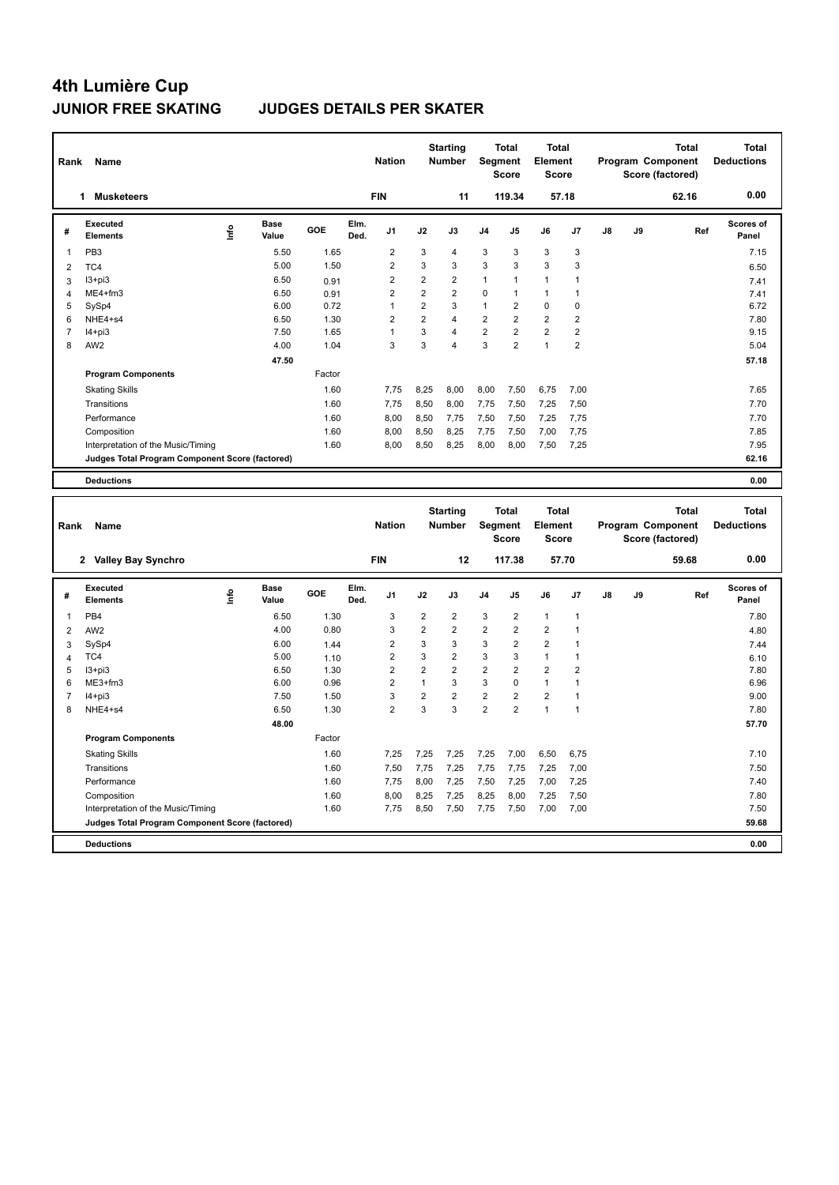# 4th Lumière Cup

## JUNIOR FREE SKATING JUDGES DETAILS PER SKATER

| Rank | Name | Nation | Starting Number | Total Segment Score | Total Element Score | Total Program Component Score (factored) | Total Deductions |
|---|---|---|---|---|---|---|---|
| 1 | Musketeers | FIN | 11 | 119.34 | 57.18 | 62.16 | 0.00 |

| # | Executed Elements | Info | Base Value | GOE | Elm. Ded. | J1 | J2 | J3 | J4 | J5 | J6 | J7 | J8 | J9 | Ref | Scores of Panel |
|---|---|---|---|---|---|---|---|---|---|---|---|---|---|---|---|---|
| 1 | PB3 | | 5.50 | 1.65 | | 2 | 3 | 4 | 3 | 3 | 3 | 3 | | | | 7.15 |
| 2 | TC4 | | 5.00 | 1.50 | | 2 | 3 | 3 | 3 | 3 | 3 | 3 | | | | 6.50 |
| 3 | I3+pi3 | | 6.50 | 0.91 | | 2 | 2 | 2 | 1 | 1 | 1 | 1 | | | | 7.41 |
| 4 | ME4+fm3 | | 6.50 | 0.91 | | 2 | 2 | 2 | 0 | 1 | 1 | 1 | | | | 7.41 |
| 5 | SySp4 | | 6.00 | 0.72 | | 1 | 2 | 3 | 1 | 2 | 0 | 0 | | | | 6.72 |
| 6 | NHE4+s4 | | 6.50 | 1.30 | | 2 | 2 | 4 | 2 | 2 | 2 | 2 | | | | 7.80 |
| 7 | I4+pi3 | | 7.50 | 1.65 | | 1 | 3 | 4 | 2 | 2 | 2 | 2 | | | | 9.15 |
| 8 | AW2 | | 4.00 | 1.04 | | 3 | 3 | 4 | 3 | 2 | 1 | 2 | | | | 5.04 |
| | | | 47.50 | | | | | | | | | | | | | 57.18 |
| | **Program Components** | | | Factor | | | | | | | | | | | | |
| | Skating Skills | | | 1.60 | | 7,75 | 8,25 | 8,00 | 8,00 | 7,50 | 6,75 | 7,00 | | | | 7.65 |
| | Transitions | | | 1.60 | | 7,75 | 8,50 | 8,00 | 7,75 | 7,50 | 7,25 | 7,50 | | | | 7.70 |
| | Performance | | | 1.60 | | 8,00 | 8,50 | 7,75 | 7,50 | 7,50 | 7,25 | 7,75 | | | | 7.70 |
| | Composition | | | 1.60 | | 8,00 | 8,50 | 8,25 | 7,75 | 7,50 | 7,00 | 7,75 | | | | 7.85 |
| | Interpretation of the Music/Timing | | | 1.60 | | 8,00 | 8,50 | 8,25 | 8,00 | 8,00 | 7,50 | 7,25 | | | | 7.95 |
| | **Judges Total Program Component Score (factored)** | | | | | | | | | | | | | | | 62.16 |
| | **Deductions** | | | | | | | | | | | | | | | 0.00 |

| Rank | Name | Nation | Starting Number | Total Segment Score | Total Element Score | Total Program Component Score (factored) | Total Deductions |
|---|---|---|---|---|---|---|---|
| 2 | Valley Bay Synchro | FIN | 12 | 117.38 | 57.70 | 59.68 | 0.00 |

| # | Executed Elements | Info | Base Value | GOE | Elm. Ded. | J1 | J2 | J3 | J4 | J5 | J6 | J7 | J8 | J9 | Ref | Scores of Panel |
|---|---|---|---|---|---|---|---|---|---|---|---|---|---|---|---|---|
| 1 | PB4 | | 6.50 | 1.30 | | 3 | 2 | 2 | 3 | 2 | 1 | 1 | | | | 7.80 |
| 2 | AW2 | | 4.00 | 0.80 | | 3 | 2 | 2 | 2 | 2 | 2 | 1 | | | | 4.80 |
| 3 | SySp4 | | 6.00 | 1.44 | | 2 | 3 | 3 | 3 | 2 | 2 | 1 | | | | 7.44 |
| 4 | TC4 | | 5.00 | 1.10 | | 2 | 3 | 2 | 3 | 3 | 1 | 1 | | | | 6.10 |
| 5 | I3+pi3 | | 6.50 | 1.30 | | 2 | 2 | 2 | 2 | 2 | 2 | 2 | | | | 7.80 |
| 6 | ME3+fm3 | | 6.00 | 0.96 | | 2 | 1 | 3 | 3 | 0 | 1 | 1 | | | | 6.96 |
| 7 | I4+pi3 | | 7.50 | 1.50 | | 3 | 2 | 2 | 2 | 2 | 2 | 1 | | | | 9.00 |
| 8 | NHE4+s4 | | 6.50 | 1.30 | | 2 | 3 | 3 | 2 | 2 | 1 | 1 | | | | 7.80 |
| | | | 48.00 | | | | | | | | | | | | | 57.70 |
| | **Program Components** | | | Factor | | | | | | | | | | | | |
| | Skating Skills | | | 1.60 | | 7,25 | 7,25 | 7,25 | 7,25 | 7,00 | 6,50 | 6,75 | | | | 7.10 |
| | Transitions | | | 1.60 | | 7,50 | 7,75 | 7,25 | 7,75 | 7,75 | 7,25 | 7,00 | | | | 7.50 |
| | Performance | | | 1.60 | | 7,75 | 8,00 | 7,25 | 7,50 | 7,25 | 7,00 | 7,25 | | | | 7.40 |
| | Composition | | | 1.60 | | 8,00 | 8,25 | 7,25 | 8,25 | 8,00 | 7,25 | 7,50 | | | | 7.80 |
| | Interpretation of the Music/Timing | | | 1.60 | | 7,75 | 8,50 | 7,50 | 7,75 | 7,50 | 7,00 | 7,00 | | | | 7.50 |
| | **Judges Total Program Component Score (factored)** | | | | | | | | | | | | | | | 59.68 |
| | **Deductions** | | | | | | | | | | | | | | | 0.00 |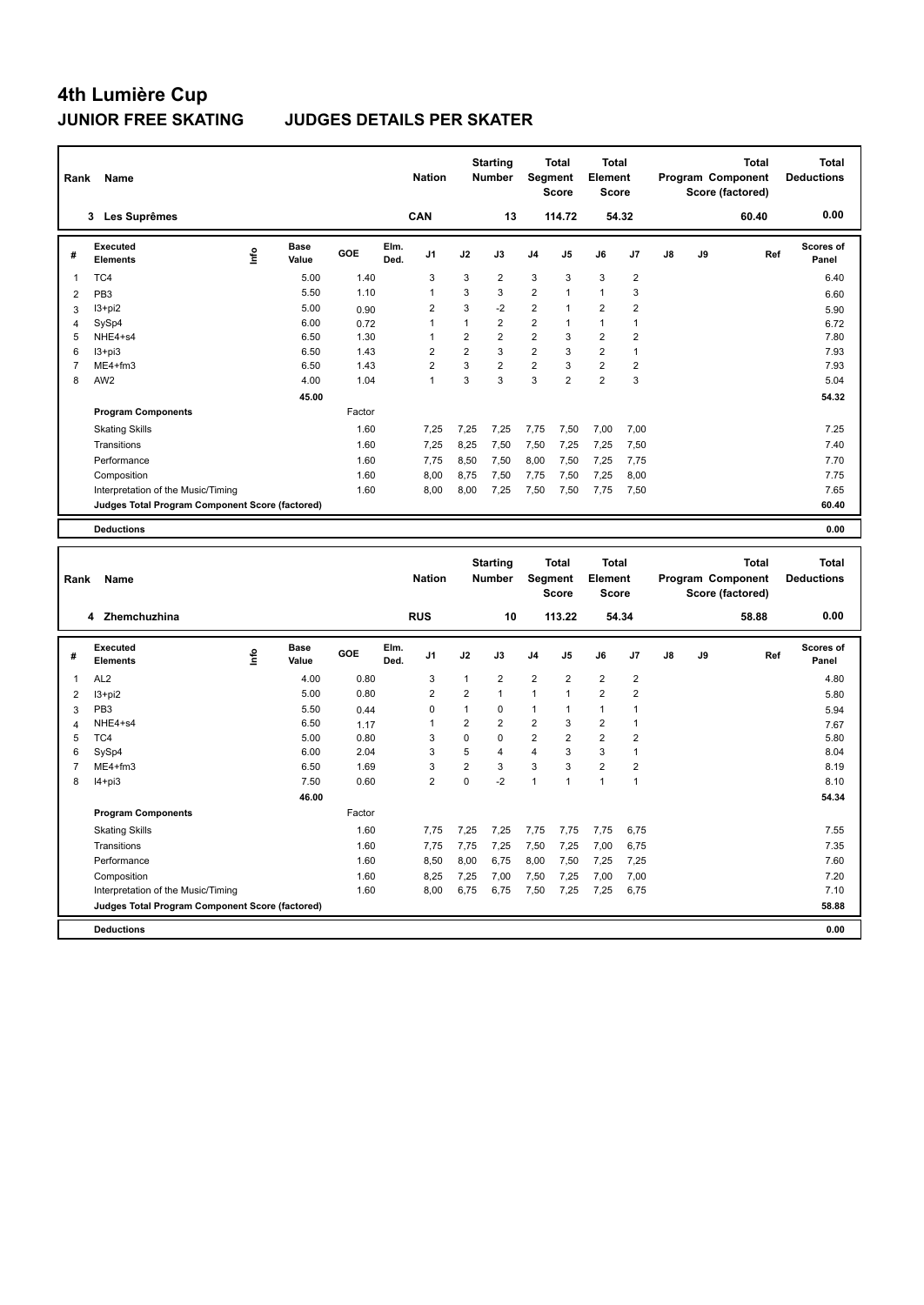# 4th Lumière Cup

## JUNIOR FREE SKATING JUDGES DETAILS PER SKATER

| Rank | Name | Nation | Starting Number | Total Segment Score | Total Element Score | Total Program Component Score (factored) | Total Deductions |
|---|---|---|---|---|---|---|---|
| 3 | Les Suprêmes | CAN | 13 | 114.72 | 54.32 | 60.40 | 0.00 |

| # | Executed Elements | Info | Base Value | GOE | Elm. Ded. | J1 | J2 | J3 | J4 | J5 | J6 | J7 | J8 | J9 | Ref | Scores of Panel |
|---|---|---|---|---|---|---|---|---|---|---|---|---|---|---|---|---|
| 1 | TC4 | | 5.00 | 1.40 | | 3 | 3 | 2 | 3 | 3 | 3 | 2 | | | | 6.40 |
| 2 | PB3 | | 5.50 | 1.10 | | 1 | 3 | 3 | 2 | 1 | 1 | 3 | | | | 6.60 |
| 3 | I3+pi2 | | 5.00 | 0.90 | | 2 | 3 | -2 | 2 | 1 | 2 | 2 | | | | 5.90 |
| 4 | SySp4 | | 6.00 | 0.72 | | 1 | 1 | 2 | 2 | 1 | 1 | 1 | | | | 6.72 |
| 5 | NHE4+s4 | | 6.50 | 1.30 | | 1 | 2 | 2 | 2 | 3 | 2 | 2 | | | | 7.80 |
| 6 | I3+pi3 | | 6.50 | 1.43 | | 2 | 2 | 3 | 2 | 3 | 2 | 1 | | | | 7.93 |
| 7 | ME4+fm3 | | 6.50 | 1.43 | | 2 | 3 | 2 | 2 | 3 | 2 | 2 | | | | 7.93 |
| 8 | AW2 | | 4.00 | 1.04 | | 1 | 3 | 3 | 3 | 2 | 2 | 3 | | | | 5.04 |
| | | | 45.00 | | | | | | | | | | | | | 54.32 |

| Program Components | Factor | J1 | J2 | J3 | J4 | J5 | J6 | J7 | J8 | J9 | Scores of Panel |
|---|---|---|---|---|---|---|---|---|---|---|---|
| Skating Skills | 1.60 | 7,25 | 7,25 | 7,25 | 7,75 | 7,50 | 7,00 | 7,00 | | | 7.25 |
| Transitions | 1.60 | 7,25 | 8,25 | 7,50 | 7,50 | 7,25 | 7,25 | 7,50 | | | 7.40 |
| Performance | 1.60 | 7,75 | 8,50 | 7,50 | 8,00 | 7,50 | 7,25 | 7,75 | | | 7.70 |
| Composition | 1.60 | 8,00 | 8,75 | 7,50 | 7,75 | 7,50 | 7,25 | 8,00 | | | 7.75 |
| Interpretation of the Music/Timing | 1.60 | 8,00 | 8,00 | 7,25 | 7,50 | 7,50 | 7,75 | 7,50 | | | 7.65 |
| Judges Total Program Component Score (factored) | | | | | | | | | | | 60.40 |
| Deductions | | | | | | | | | | | 0.00 |

| Rank | Name | Nation | Starting Number | Total Segment Score | Total Element Score | Total Program Component Score (factored) | Total Deductions |
|---|---|---|---|---|---|---|---|
| 4 | Zhemchuzhina | RUS | 10 | 113.22 | 54.34 | 58.88 | 0.00 |

| # | Executed Elements | Info | Base Value | GOE | Elm. Ded. | J1 | J2 | J3 | J4 | J5 | J6 | J7 | J8 | J9 | Ref | Scores of Panel |
|---|---|---|---|---|---|---|---|---|---|---|---|---|---|---|---|---|
| 1 | AL2 | | 4.00 | 0.80 | | 3 | 1 | 2 | 2 | 2 | 2 | 2 | | | | 4.80 |
| 2 | I3+pi2 | | 5.00 | 0.80 | | 2 | 2 | 1 | 1 | 1 | 2 | 2 | | | | 5.80 |
| 3 | PB3 | | 5.50 | 0.44 | | 0 | 1 | 0 | 1 | 1 | 1 | 1 | | | | 5.94 |
| 4 | NHE4+s4 | | 6.50 | 1.17 | | 1 | 2 | 2 | 2 | 3 | 2 | 1 | | | | 7.67 |
| 5 | TC4 | | 5.00 | 0.80 | | 3 | 0 | 0 | 2 | 2 | 2 | 2 | | | | 5.80 |
| 6 | SySp4 | | 6.00 | 2.04 | | 3 | 5 | 4 | 4 | 3 | 3 | 1 | | | | 8.04 |
| 7 | ME4+fm3 | | 6.50 | 1.69 | | 3 | 2 | 3 | 3 | 3 | 2 | 2 | | | | 8.19 |
| 8 | I4+pi3 | | 7.50 | 0.60 | | 2 | 0 | -2 | 1 | 1 | 1 | 1 | | | | 8.10 |
| | | | 46.00 | | | | | | | | | | | | | 54.34 |

| Program Components | Factor | J1 | J2 | J3 | J4 | J5 | J6 | J7 | J8 | J9 | Scores of Panel |
|---|---|---|---|---|---|---|---|---|---|---|---|
| Skating Skills | 1.60 | 7,75 | 7,25 | 7,25 | 7,75 | 7,75 | 7,75 | 6,75 | | | 7.55 |
| Transitions | 1.60 | 7,75 | 7,75 | 7,25 | 7,50 | 7,25 | 7,00 | 6,75 | | | 7.35 |
| Performance | 1.60 | 8,50 | 8,00 | 6,75 | 8,00 | 7,50 | 7,25 | 7,25 | | | 7.60 |
| Composition | 1.60 | 8,25 | 7,25 | 7,00 | 7,50 | 7,25 | 7,00 | 7,00 | | | 7.20 |
| Interpretation of the Music/Timing | 1.60 | 8,00 | 6,75 | 6,75 | 7,50 | 7,25 | 7,25 | 6,75 | | | 7.10 |
| Judges Total Program Component Score (factored) | | | | | | | | | | | 58.88 |
| Deductions | | | | | | | | | | | 0.00 |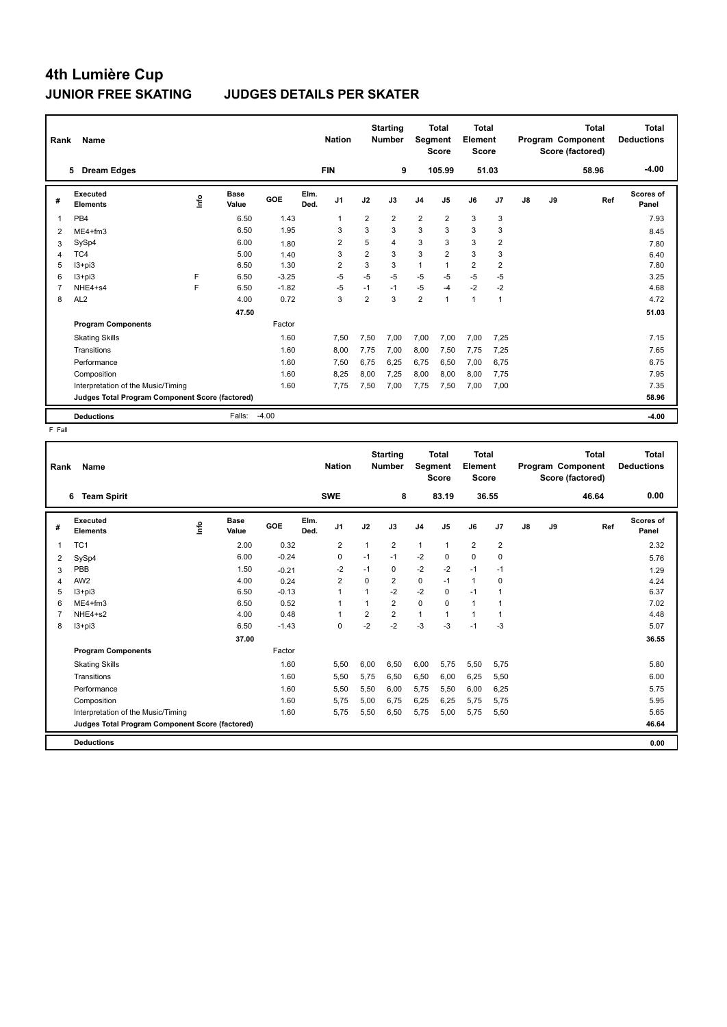# 4th Lumière Cup

## JUNIOR FREE SKATING JUDGES DETAILS PER SKATER

| Rank | Name | Nation | Starting Number | Total Segment Score | Total Element Score | Total Program Component Score (factored) | Total Deductions |
|---|---|---|---|---|---|---|---|
| 5 | Dream Edges | FIN | 9 | 105.99 | 51.03 | 58.96 | -4.00 |

| # | Executed Elements | Info | Base Value | GOE | Elm. Ded. | J1 | J2 | J3 | J4 | J5 | J6 | J7 | J8 | J9 | Ref | Scores of Panel |
|---|---|---|---|---|---|---|---|---|---|---|---|---|---|---|---|---|
| 1 | PB4 | | 6.50 | 1.43 | | 1 | 2 | 2 | 2 | 2 | 3 | 3 | | | | 7.93 |
| 2 | ME4+fm3 | | 6.50 | 1.95 | | 3 | 3 | 3 | 3 | 3 | 3 | 3 | | | | 8.45 |
| 3 | SySp4 | | 6.00 | 1.80 | | 2 | 5 | 4 | 3 | 3 | 3 | 2 | | | | 7.80 |
| 4 | TC4 | | 5.00 | 1.40 | | 3 | 2 | 3 | 3 | 2 | 3 | 3 | | | | 6.40 |
| 5 | I3+pi3 | | 6.50 | 1.30 | | 2 | 3 | 3 | 1 | 1 | 2 | 2 | | | | 7.80 |
| 6 | I3+pi3 | F | 6.50 | -3.25 | | -5 | -5 | -5 | -5 | -5 | -5 | -5 | | | | 3.25 |
| 7 | NHE4+s4 | F | 6.50 | -1.82 | | -5 | -1 | -1 | -5 | -4 | -2 | -2 | | | | 4.68 |
| 8 | AL2 | | 4.00 | 0.72 | | 3 | 2 | 3 | 2 | 1 | 1 | 1 | | | | 4.72 |
| | | | 47.50 | | | | | | | | | | | | | 51.03 |
| | **Program Components** | | | Factor | | | | | | | | | | | | |
| | Skating Skills | | | 1.60 | | 7,50 | 7,50 | 7,00 | 7,00 | 7,00 | 7,00 | 7,25 | | | | 7.15 |
| | Transitions | | | 1.60 | | 8,00 | 7,75 | 7,00 | 8,00 | 7,50 | 7,75 | 7,25 | | | | 7.65 |
| | Performance | | | 1.60 | | 7,50 | 6,75 | 6,25 | 6,75 | 6,50 | 7,00 | 6,75 | | | | 6.75 |
| | Composition | | | 1.60 | | 8,25 | 8,00 | 7,25 | 8,00 | 8,00 | 8,00 | 7,75 | | | | 7.95 |
| | Interpretation of the Music/Timing | | | 1.60 | | 7,75 | 7,50 | 7,00 | 7,75 | 7,50 | 7,00 | 7,00 | | | | 7.35 |
| | **Judges Total Program Component Score (factored)** | | | | | | | | | | | | | | | 58.96 |
| | **Deductions** | | Falls: | -4.00 | | | | | | | | | | | | -4.00 |

F Fall

| Rank | Name | Nation | Starting Number | Total Segment Score | Total Element Score | Total Program Component Score (factored) | Total Deductions |
|---|---|---|---|---|---|---|---|
| 6 | Team Spirit | SWE | 8 | 83.19 | 36.55 | 46.64 | 0.00 |

| # | Executed Elements | Info | Base Value | GOE | Elm. Ded. | J1 | J2 | J3 | J4 | J5 | J6 | J7 | J8 | J9 | Ref | Scores of Panel |
|---|---|---|---|---|---|---|---|---|---|---|---|---|---|---|---|---|
| 1 | TC1 | | 2.00 | 0.32 | | 2 | 1 | 2 | 1 | 1 | 2 | 2 | | | | 2.32 |
| 2 | SySp4 | | 6.00 | -0.24 | | 0 | -1 | -1 | -2 | 0 | 0 | 0 | | | | 5.76 |
| 3 | PBB | | 1.50 | -0.21 | | -2 | -1 | 0 | -2 | -2 | -1 | -1 | | | | 1.29 |
| 4 | AW2 | | 4.00 | 0.24 | | 2 | 0 | 2 | 0 | -1 | 1 | 0 | | | | 4.24 |
| 5 | I3+pi3 | | 6.50 | -0.13 | | 1 | 1 | -2 | -2 | 0 | -1 | 1 | | | | 6.37 |
| 6 | ME4+fm3 | | 6.50 | 0.52 | | 1 | 1 | 2 | 0 | 0 | 1 | 1 | | | | 7.02 |
| 7 | NHE4+s2 | | 4.00 | 0.48 | | 1 | 2 | 2 | 1 | 1 | 1 | 1 | | | | 4.48 |
| 8 | I3+pi3 | | 6.50 | -1.43 | | 0 | -2 | -2 | -3 | -3 | -1 | -3 | | | | 5.07 |
| | | | 37.00 | | | | | | | | | | | | | 36.55 |
| | **Program Components** | | | Factor | | | | | | | | | | | | |
| | Skating Skills | | | 1.60 | | 5,50 | 6,00 | 6,50 | 6,00 | 5,75 | 5,50 | 5,75 | | | | 5.80 |
| | Transitions | | | 1.60 | | 5,50 | 5,75 | 6,50 | 6,50 | 6,00 | 6,25 | 5,50 | | | | 6.00 |
| | Performance | | | 1.60 | | 5,50 | 5,50 | 6,00 | 5,75 | 5,50 | 6,00 | 6,25 | | | | 5.75 |
| | Composition | | | 1.60 | | 5,75 | 5,00 | 6,75 | 6,25 | 6,25 | 5,75 | 5,75 | | | | 5.95 |
| | Interpretation of the Music/Timing | | | 1.60 | | 5,75 | 5,50 | 6,50 | 5,75 | 5,00 | 5,75 | 5,50 | | | | 5.65 |
| | **Judges Total Program Component Score (factored)** | | | | | | | | | | | | | | | 46.64 |
| | **Deductions** | | | | | | | | | | | | | | | 0.00 |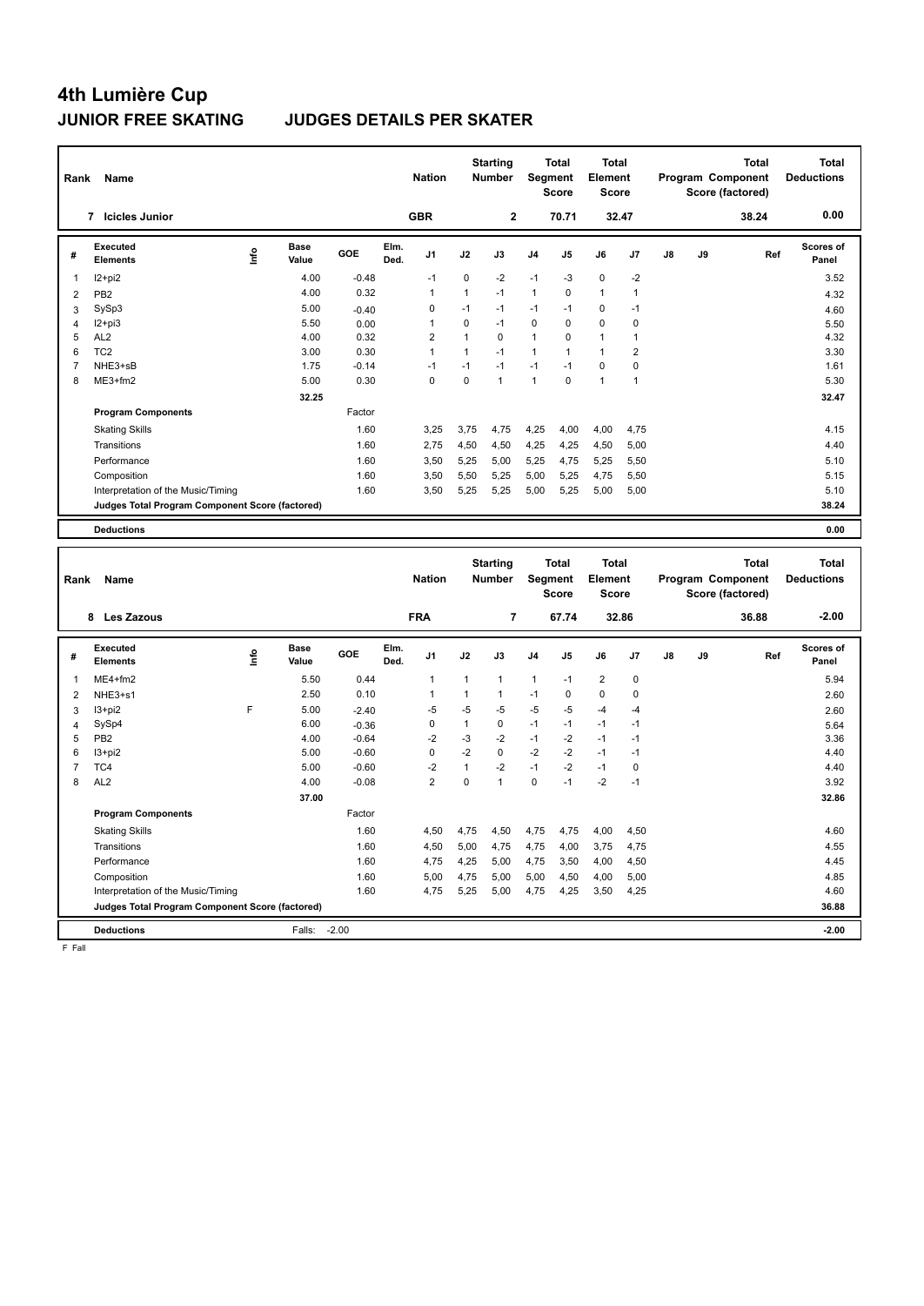# 4th Lumière Cup

## JUNIOR FREE SKATING JUDGES DETAILS PER SKATER

| Rank | Name | Nation | Starting Number | Total Segment Score | Total Element Score | Total Program Component Score (factored) | Total Deductions |
|---|---|---|---|---|---|---|---|
| 7 | Icicles Junior | GBR | 2 | 70.71 | 32.47 | 38.24 | 0.00 |

| # | Executed Elements | Info | Base Value | GOE | Elm. Ded. | J1 | J2 | J3 | J4 | J5 | J6 | J7 | J8 | J9 | Ref | Scores of Panel |
|---|---|---|---|---|---|---|---|---|---|---|---|---|---|---|---|---|
| 1 | I2+pi2 | | 4.00 | -0.48 | | -1 | 0 | -2 | -1 | -3 | 0 | -2 | | | | 3.52 |
| 2 | PB2 | | 4.00 | 0.32 | | 1 | 1 | -1 | 1 | 0 | 1 | 1 | | | | 4.32 |
| 3 | SySp3 | | 5.00 | -0.40 | | 0 | -1 | -1 | -1 | -1 | 0 | -1 | | | | 4.60 |
| 4 | I2+pi3 | | 5.50 | 0.00 | | 1 | 0 | -1 | 0 | 0 | 0 | 0 | | | | 5.50 |
| 5 | AL2 | | 4.00 | 0.32 | | 2 | 1 | 0 | 1 | 0 | 1 | 1 | | | | 4.32 |
| 6 | TC2 | | 3.00 | 0.30 | | 1 | 1 | -1 | 1 | 1 | 1 | 2 | | | | 3.30 |
| 7 | NHE3+sB | | 1.75 | -0.14 | | -1 | -1 | -1 | -1 | -1 | 0 | 0 | | | | 1.61 |
| 8 | ME3+fm2 | | 5.00 | 0.30 | | 0 | 0 | 1 | 1 | 0 | 1 | 1 | | | | 5.30 |
| | | | 32.25 | | | | | | | | | | | | | 32.47 |
| | **Program Components** | | | Factor | | | | | | | | | | | | |
| | Skating Skills | | | 1.60 | | 3,25 | 3,75 | 4,75 | 4,25 | 4,00 | 4,00 | 4,75 | | | | 4.15 |
| | Transitions | | | 1.60 | | 2,75 | 4,50 | 4,50 | 4,25 | 4,25 | 4,50 | 5,00 | | | | 4.40 |
| | Performance | | | 1.60 | | 3,50 | 5,25 | 5,00 | 5,25 | 4,75 | 5,25 | 5,50 | | | | 5.10 |
| | Composition | | | 1.60 | | 3,50 | 5,50 | 5,25 | 5,00 | 5,25 | 4,75 | 5,50 | | | | 5.15 |
| | Interpretation of the Music/Timing | | | 1.60 | | 3,50 | 5,25 | 5,25 | 5,00 | 5,25 | 5,00 | 5,00 | | | | 5.10 |
| | **Judges Total Program Component Score (factored)** | | | | | | | | | | | | | | | 38.24 |
| | **Deductions** | | | | | | | | | | | | | | | 0.00 |

| Rank | Name | Nation | Starting Number | Total Segment Score | Total Element Score | Total Program Component Score (factored) | Total Deductions |
|---|---|---|---|---|---|---|---|
| 8 | Les Zazous | FRA | 7 | 67.74 | 32.86 | 36.88 | -2.00 |

| # | Executed Elements | Info | Base Value | GOE | Elm. Ded. | J1 | J2 | J3 | J4 | J5 | J6 | J7 | J8 | J9 | Ref | Scores of Panel |
|---|---|---|---|---|---|---|---|---|---|---|---|---|---|---|---|---|
| 1 | ME4+fm2 | | 5.50 | 0.44 | | 1 | 1 | 1 | 1 | -1 | 2 | 0 | | | | 5.94 |
| 2 | NHE3+s1 | | 2.50 | 0.10 | | 1 | 1 | 1 | -1 | 0 | 0 | 0 | | | | 2.60 |
| 3 | I3+pi2 | F | 5.00 | -2.40 | | -5 | -5 | -5 | -5 | -5 | -4 | -4 | | | | 2.60 |
| 4 | SySp4 | | 6.00 | -0.36 | | 0 | 1 | 0 | -1 | -1 | -1 | -1 | | | | 5.64 |
| 5 | PB2 | | 4.00 | -0.64 | | -2 | -3 | -2 | -1 | -2 | -1 | -1 | | | | 3.36 |
| 6 | I3+pi2 | | 5.00 | -0.60 | | 0 | -2 | 0 | -2 | -2 | -1 | -1 | | | | 4.40 |
| 7 | TC4 | | 5.00 | -0.60 | | -2 | 1 | -2 | -1 | -2 | -1 | 0 | | | | 4.40 |
| 8 | AL2 | | 4.00 | -0.08 | | 2 | 0 | 1 | 0 | -1 | -2 | -1 | | | | 3.92 |
| | | | 37.00 | | | | | | | | | | | | | 32.86 |
| | **Program Components** | | | Factor | | | | | | | | | | | | |
| | Skating Skills | | | 1.60 | | 4,50 | 4,75 | 4,50 | 4,75 | 4,75 | 4,00 | 4,50 | | | | 4.60 |
| | Transitions | | | 1.60 | | 4,50 | 5,00 | 4,75 | 4,75 | 4,00 | 3,75 | 4,75 | | | | 4.55 |
| | Performance | | | 1.60 | | 4,75 | 4,25 | 5,00 | 4,75 | 3,50 | 4,00 | 4,50 | | | | 4.45 |
| | Composition | | | 1.60 | | 5,00 | 4,75 | 5,00 | 5,00 | 4,50 | 4,00 | 5,00 | | | | 4.85 |
| | Interpretation of the Music/Timing | | | 1.60 | | 4,75 | 5,25 | 5,00 | 4,75 | 4,25 | 3,50 | 4,25 | | | | 4.60 |
| | **Judges Total Program Component Score (factored)** | | | | | | | | | | | | | | | 36.88 |
| | **Deductions** | | Falls: | -2.00 | | | | | | | | | | | | -2.00 |

F Fall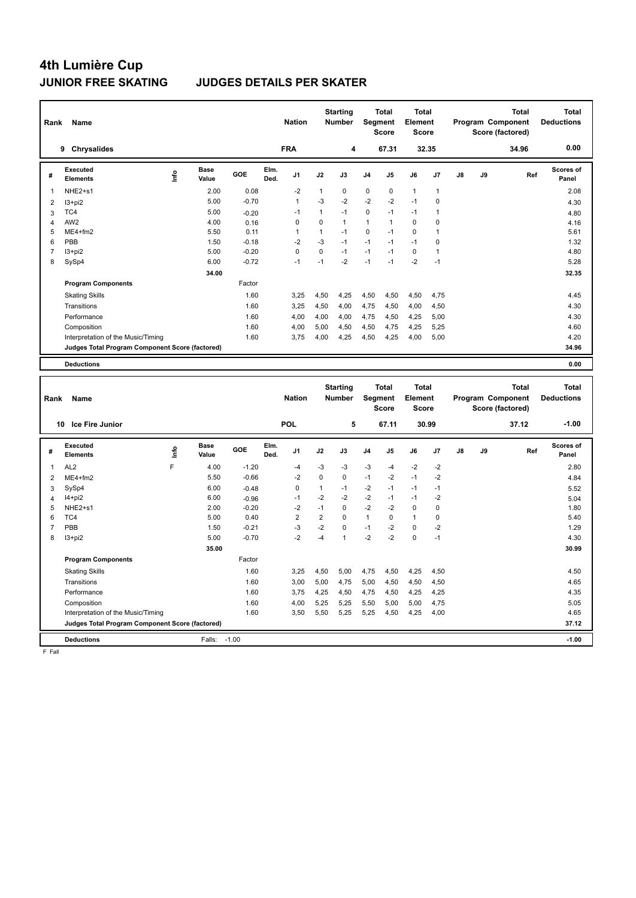# 4th Lumière Cup

## JUNIOR FREE SKATING JUDGES DETAILS PER SKATER

| Rank | Name | Nation | Starting Number | Total Segment Score | Total Element Score | Total Program Component Score (factored) | Total Deductions |
|---|---|---|---|---|---|---|---|
| 9 | Chrysalides | FRA | 4 | 67.31 | 32.35 | 34.96 | 0.00 |

| # | Executed Elements | Info | Base Value | GOE | Elm. Ded. | J1 | J2 | J3 | J4 | J5 | J6 | J7 | J8 | J9 | Ref | Scores of Panel |
|---|---|---|---|---|---|---|---|---|---|---|---|---|---|---|---|---|
| 1 | NHE2+s1 | | 2.00 | 0.08 | | -2 | 1 | 0 | 0 | 0 | 1 | 1 | | | | 2.08 |
| 2 | I3+pi2 | | 5.00 | -0.70 | | 1 | -3 | -2 | -2 | -2 | -1 | 0 | | | | 4.30 |
| 3 | TC4 | | 5.00 | -0.20 | | -1 | 1 | -1 | 0 | -1 | -1 | 1 | | | | 4.80 |
| 4 | AW2 | | 4.00 | 0.16 | | 0 | 0 | 1 | 1 | 1 | 0 | 0 | | | | 4.16 |
| 5 | ME4+fm2 | | 5.50 | 0.11 | | 1 | 1 | -1 | 0 | -1 | 0 | 1 | | | | 5.61 |
| 6 | PBB | | 1.50 | -0.18 | | -2 | -3 | -1 | -1 | -1 | -1 | 0 | | | | 1.32 |
| 7 | I3+pi2 | | 5.00 | -0.20 | | 0 | 0 | -1 | -1 | -1 | 0 | 1 | | | | 4.80 |
| 8 | SySp4 | | 6.00 | -0.72 | | -1 | -1 | -2 | -1 | -1 | -2 | -1 | | | | 5.28 |
| | | | 34.00 | | | | | | | | | | | | | 32.35 |
| | **Program Components** | | | Factor | | | | | | | | | | | | |
| | Skating Skills | | | 1.60 | | 3,25 | 4,50 | 4,25 | 4,50 | 4,50 | 4,50 | 4,75 | | | | 4.45 |
| | Transitions | | | 1.60 | | 3,25 | 4,50 | 4,00 | 4,75 | 4,50 | 4,00 | 4,50 | | | | 4.30 |
| | Performance | | | 1.60 | | 4,00 | 4,00 | 4,00 | 4,75 | 4,50 | 4,25 | 5,00 | | | | 4.30 |
| | Composition | | | 1.60 | | 4,00 | 5,00 | 4,50 | 4,50 | 4,75 | 4,25 | 5,25 | | | | 4.60 |
| | Interpretation of the Music/Timing | | | 1.60 | | 3,75 | 4,00 | 4,25 | 4,50 | 4,25 | 4,00 | 5,00 | | | | 4.20 |
| | **Judges Total Program Component Score (factored)** | | | | | | | | | | | | | | | 34.96 |
| | **Deductions** | | | | | | | | | | | | | | | 0.00 |

| Rank | Name | Nation | Starting Number | Total Segment Score | Total Element Score | Total Program Component Score (factored) | Total Deductions |
|---|---|---|---|---|---|---|---|
| 10 | Ice Fire Junior | POL | 5 | 67.11 | 30.99 | 37.12 | -1.00 |

| # | Executed Elements | Info | Base Value | GOE | Elm. Ded. | J1 | J2 | J3 | J4 | J5 | J6 | J7 | J8 | J9 | Ref | Scores of Panel |
|---|---|---|---|---|---|---|---|---|---|---|---|---|---|---|---|---|
| 1 | AL2 | F | 4.00 | -1.20 | | -4 | -3 | -3 | -3 | -4 | -2 | -2 | | | | 2.80 |
| 2 | ME4+fm2 | | 5.50 | -0.66 | | -2 | 0 | 0 | -1 | -2 | -1 | -2 | | | | 4.84 |
| 3 | SySp4 | | 6.00 | -0.48 | | 0 | 1 | -1 | -2 | -1 | -1 | -1 | | | | 5.52 |
| 4 | I4+pi2 | | 6.00 | -0.96 | | -1 | -2 | -2 | -2 | -1 | -1 | -2 | | | | 5.04 |
| 5 | NHE2+s1 | | 2.00 | -0.20 | | -2 | -1 | 0 | -2 | -2 | 0 | 0 | | | | 1.80 |
| 6 | TC4 | | 5.00 | 0.40 | | 2 | 2 | 0 | 1 | 0 | 1 | 0 | | | | 5.40 |
| 7 | PBB | | 1.50 | -0.21 | | -3 | -2 | 0 | -1 | -2 | 0 | -2 | | | | 1.29 |
| 8 | I3+pi2 | | 5.00 | -0.70 | | -2 | -4 | 1 | -2 | -2 | 0 | -1 | | | | 4.30 |
| | | | 35.00 | | | | | | | | | | | | | 30.99 |
| | **Program Components** | | | Factor | | | | | | | | | | | | |
| | Skating Skills | | | 1.60 | | 3,25 | 4,50 | 5,00 | 4,75 | 4,50 | 4,25 | 4,50 | | | | 4.50 |
| | Transitions | | | 1.60 | | 3,00 | 5,00 | 4,75 | 5,00 | 4,50 | 4,50 | 4,50 | | | | 4.65 |
| | Performance | | | 1.60 | | 3,75 | 4,25 | 4,50 | 4,75 | 4,50 | 4,25 | 4,25 | | | | 4.35 |
| | Composition | | | 1.60 | | 4,00 | 5,25 | 5,25 | 5,50 | 5,00 | 5,00 | 4,75 | | | | 5.05 |
| | Interpretation of the Music/Timing | | | 1.60 | | 3,50 | 5,50 | 5,25 | 5,25 | 4,50 | 4,25 | 4,00 | | | | 4.65 |
| | **Judges Total Program Component Score (factored)** | | | | | | | | | | | | | | | 37.12 |
| | **Deductions** | | Falls: | -1.00 | | | | | | | | | | | | -1.00 |

F Fall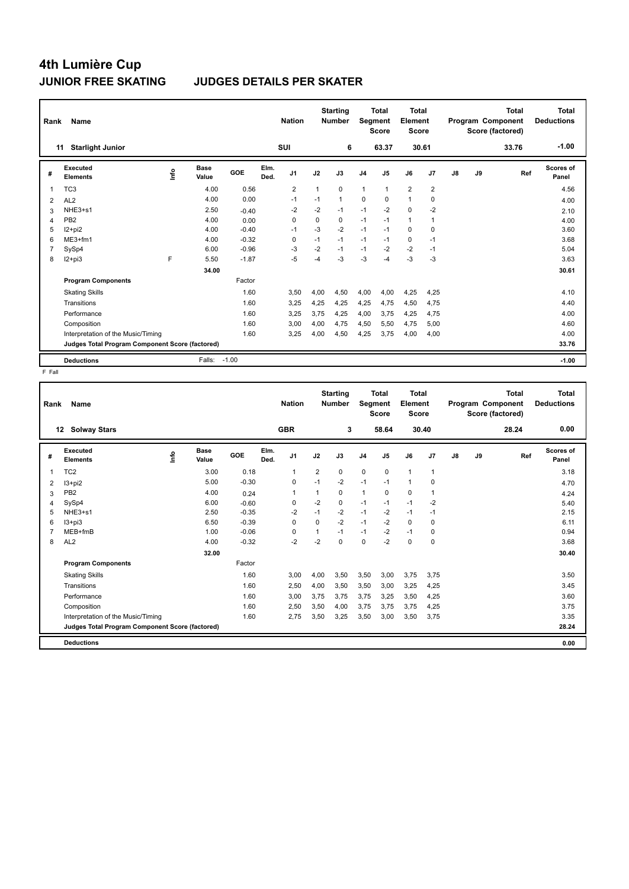# 4th Lumière Cup

## JUNIOR FREE SKATING JUDGES DETAILS PER SKATER

| Rank | Name | Nation | Starting Number | Total Segment Score | Total Element Score | Total Program Component Score (factored) | Total Deductions |
|---|---|---|---|---|---|---|---|
| 11 | Starlight Junior | SUI | 6 | 63.37 | 30.61 | 33.76 | -1.00 |

| # | Executed Elements | Info | Base Value | GOE | Elm. Ded. | J1 | J2 | J3 | J4 | J5 | J6 | J7 | J8 | J9 | Ref | Scores of Panel |
|---|---|---|---|---|---|---|---|---|---|---|---|---|---|---|---|---|
| 1 | TC3 | | 4.00 | 0.56 | | 2 | 1 | 0 | 1 | 1 | 2 | 2 | | | | 4.56 |
| 2 | AL2 | | 4.00 | 0.00 | | -1 | -1 | 1 | 0 | 0 | 1 | 0 | | | | 4.00 |
| 3 | NHE3+s1 | | 2.50 | -0.40 | | -2 | -2 | -1 | -1 | -2 | 0 | -2 | | | | 2.10 |
| 4 | PB2 | | 4.00 | 0.00 | | 0 | 0 | 0 | -1 | -1 | 1 | 1 | | | | 4.00 |
| 5 | I2+pi2 | | 4.00 | -0.40 | | -1 | -3 | -2 | -1 | -1 | 0 | 0 | | | | 3.60 |
| 6 | ME3+fm1 | | 4.00 | -0.32 | | 0 | -1 | -1 | -1 | -1 | 0 | -1 | | | | 3.68 |
| 7 | SySp4 | | 6.00 | -0.96 | | -3 | -2 | -1 | -1 | -2 | -2 | -1 | | | | 5.04 |
| 8 | I2+pi3 | F | 5.50 | -1.87 | | -5 | -4 | -3 | -3 | -4 | -3 | -3 | | | | 3.63 |
| | | | 34.00 | | | | | | | | | | | | | 30.61 |
| | **Program Components** | | | Factor | | | | | | | | | | | | |
| | Skating Skills | | | 1.60 | | 3,50 | 4,00 | 4,50 | 4,00 | 4,00 | 4,25 | 4,25 | | | | 4.10 |
| | Transitions | | | 1.60 | | 3,25 | 4,25 | 4,25 | 4,25 | 4,75 | 4,50 | 4,75 | | | | 4.40 |
| | Performance | | | 1.60 | | 3,25 | 3,75 | 4,25 | 4,00 | 3,75 | 4,25 | 4,75 | | | | 4.00 |
| | Composition | | | 1.60 | | 3,00 | 4,00 | 4,75 | 4,50 | 5,50 | 4,75 | 5,00 | | | | 4.60 |
| | Interpretation of the Music/Timing | | | 1.60 | | 3,25 | 4,00 | 4,50 | 4,25 | 3,75 | 4,00 | 4,00 | | | | 4.00 |
| | **Judges Total Program Component Score (factored)** | | | | | | | | | | | | | | | 33.76 |
| | **Deductions** | | Falls: | -1.00 | | | | | | | | | | | | -1.00 |

F Fall

| Rank | Name | Nation | Starting Number | Total Segment Score | Total Element Score | Total Program Component Score (factored) | Total Deductions |
|---|---|---|---|---|---|---|---|
| 12 | Solway Stars | GBR | 3 | 58.64 | 30.40 | 28.24 | 0.00 |

| # | Executed Elements | Info | Base Value | GOE | Elm. Ded. | J1 | J2 | J3 | J4 | J5 | J6 | J7 | J8 | J9 | Ref | Scores of Panel |
|---|---|---|---|---|---|---|---|---|---|---|---|---|---|---|---|---|
| 1 | TC2 | | 3.00 | 0.18 | | 1 | 2 | 0 | 0 | 0 | 1 | 1 | | | | 3.18 |
| 2 | I3+pi2 | | 5.00 | -0.30 | | 0 | -1 | -2 | -1 | -1 | 1 | 0 | | | | 4.70 |
| 3 | PB2 | | 4.00 | 0.24 | | 1 | 1 | 0 | 1 | 0 | 0 | 1 | | | | 4.24 |
| 4 | SySp4 | | 6.00 | -0.60 | | 0 | -2 | 0 | -1 | -1 | -1 | -2 | | | | 5.40 |
| 5 | NHE3+s1 | | 2.50 | -0.35 | | -2 | -1 | -2 | -1 | -2 | -1 | -1 | | | | 2.15 |
| 6 | I3+pi3 | | 6.50 | -0.39 | | 0 | 0 | -2 | -1 | -2 | 0 | 0 | | | | 6.11 |
| 7 | MEB+fmB | | 1.00 | -0.06 | | 0 | 1 | -1 | -1 | -2 | -1 | 0 | | | | 0.94 |
| 8 | AL2 | | 4.00 | -0.32 | | -2 | -2 | 0 | 0 | -2 | 0 | 0 | | | | 3.68 |
| | | | 32.00 | | | | | | | | | | | | | 30.40 |
| | **Program Components** | | | Factor | | | | | | | | | | | | |
| | Skating Skills | | | 1.60 | | 3,00 | 4,00 | 3,50 | 3,50 | 3,00 | 3,75 | 3,75 | | | | 3.50 |
| | Transitions | | | 1.60 | | 2,50 | 4,00 | 3,50 | 3,50 | 3,00 | 3,25 | 4,25 | | | | 3.45 |
| | Performance | | | 1.60 | | 3,00 | 3,75 | 3,75 | 3,75 | 3,25 | 3,50 | 4,25 | | | | 3.60 |
| | Composition | | | 1.60 | | 2,50 | 3,50 | 4,00 | 3,75 | 3,75 | 3,75 | 4,25 | | | | 3.75 |
| | Interpretation of the Music/Timing | | | 1.60 | | 2,75 | 3,50 | 3,25 | 3,50 | 3,00 | 3,50 | 3,75 | | | | 3.35 |
| | **Judges Total Program Component Score (factored)** | | | | | | | | | | | | | | | 28.24 |
| | **Deductions** | | | | | | | | | | | | | | | 0.00 |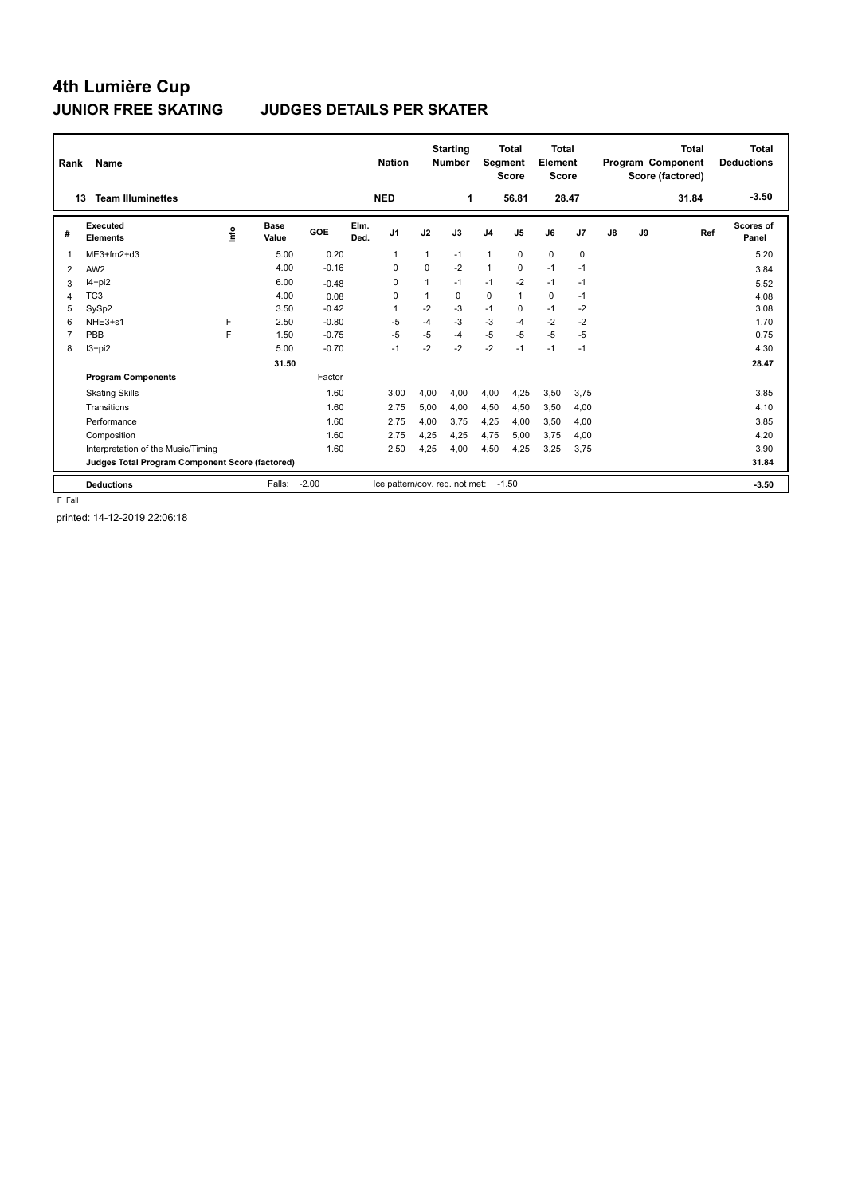# 4th Lumière Cup

## JUNIOR FREE SKATING JUDGES DETAILS PER SKATER

| Rank | Name | Nation | Starting Number | Total Segment Score | Total Element Score | Total Program Component Score (factored) | Total Deductions |
|---|---|---|---|---|---|---|---|
| 13 | Team Illuminettes | NED | 1 | 56.81 | 28.47 | 31.84 | -3.50 |

| # | Executed Elements | Info | Base Value | GOE | Elm. Ded. | J1 | J2 | J3 | J4 | J5 | J6 | J7 | J8 | J9 | Ref | Scores of Panel |
|---|---|---|---|---|---|---|---|---|---|---|---|---|---|---|---|---|
| 1 | ME3+fm2+d3 | | 5.00 | 0.20 | | 1 | 1 | -1 | 1 | 0 | 0 | 0 | | | | 5.20 |
| 2 | AW2 | | 4.00 | -0.16 | | 0 | 0 | -2 | 1 | 0 | -1 | -1 | | | | 3.84 |
| 3 | I4+pi2 | | 6.00 | -0.48 | | 0 | 1 | -1 | -1 | -2 | -1 | -1 | | | | 5.52 |
| 4 | TC3 | | 4.00 | 0.08 | | 0 | 1 | 0 | 0 | 1 | 0 | -1 | | | | 4.08 |
| 5 | SySp2 | | 3.50 | -0.42 | | 1 | -2 | -3 | -1 | 0 | -1 | -2 | | | | 3.08 |
| 6 | NHE3+s1 | F | 2.50 | -0.80 | | -5 | -4 | -3 | -3 | -4 | -2 | -2 | | | | 1.70 |
| 7 | PBB | F | 1.50 | -0.75 | | -5 | -5 | -4 | -5 | -5 | -5 | -5 | | | | 0.75 |
| 8 | I3+pi2 | | 5.00 | -0.70 | | -1 | -2 | -2 | -2 | -1 | -1 | -1 | | | | 4.30 |
| | | | 31.50 | | | | | | | | | | | | | 28.47 |
| | **Program Components** | | | Factor | | | | | | | | | | | | |
| | Skating Skills | | | 1.60 | | 3,00 | 4,00 | 4,00 | 4,00 | 4,25 | 3,50 | 3,75 | | | | 3.85 |
| | Transitions | | | 1.60 | | 2,75 | 5,00 | 4,00 | 4,50 | 4,50 | 3,50 | 4,00 | | | | 4.10 |
| | Performance | | | 1.60 | | 2,75 | 4,00 | 3,75 | 4,25 | 4,00 | 3,50 | 4,00 | | | | 3.85 |
| | Composition | | | 1.60 | | 2,75 | 4,25 | 4,25 | 4,75 | 5,00 | 3,75 | 4,00 | | | | 4.20 |
| | Interpretation of the Music/Timing | | | 1.60 | | 2,50 | 4,25 | 4,00 | 4,50 | 4,25 | 3,25 | 3,75 | | | | 3.90 |
| | **Judges Total Program Component Score (factored)** | | | | | | | | | | | | | | | 31.84 |
| | **Deductions** | | Falls: | -2.00 | | Ice pattern/cov. req. not met: | | | | -1.50 | | | | | | -3.50 |

F Fall

printed: 14-12-2019 22:06:18